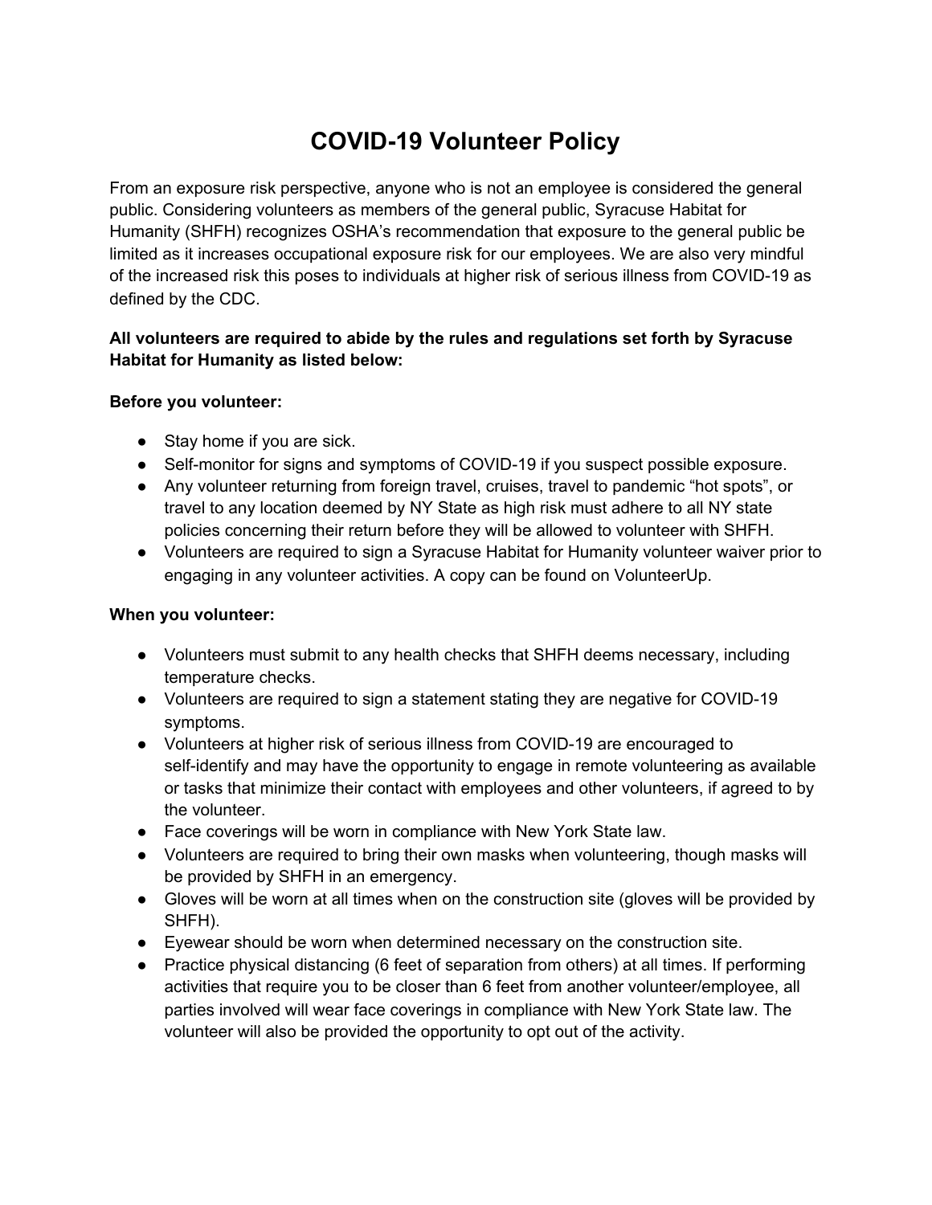# COVID-19 Volunteer Policy

From an exposure risk perspective, anyone who is not an employee is considered the general public. Considering volunteers as members of the general public, Syracuse Habitat for Humanity (SHFH) recognizes OSHA's recommendation that exposure to the general public be limited as it increases occupational exposure risk for our employees. We are also very mindful of the increased risk this poses to individuals at higher risk of serious illness from COVID-19 as defined by the CDC.

**All volunteers are required to abide by the rules and regulations set forth by Syracuse Habitat for Humanity as listed below:**

**Before you volunteer:**

- Stay home if you are sick.
- Self-monitor for signs and symptoms of COVID-19 if you suspect possible exposure.
- Any volunteer returning from foreign travel, cruises, travel to pandemic "hot spots", or travel to any location deemed by NY State as high risk must adhere to all NY state policies concerning their return before they will be allowed to volunteer with SHFH.
- Volunteers are required to sign a Syracuse Habitat for Humanity volunteer waiver prior to engaging in any volunteer activities. A copy can be found on VolunteerUp.

**When you volunteer:**

- Volunteers must submit to any health checks that SHFH deems necessary, including temperature checks.
- Volunteers are required to sign a statement stating they are negative for COVID-19 symptoms.
- Volunteers at higher risk of serious illness from COVID-19 are encouraged to self-identify and may have the opportunity to engage in remote volunteering as available or tasks that minimize their contact with employees and other volunteers, if agreed to by the volunteer.
- Face coverings will be worn in compliance with New York State law.
- Volunteers are required to bring their own masks when volunteering, though masks will be provided by SHFH in an emergency.
- Gloves will be worn at all times when on the construction site (gloves will be provided by SHFH).
- Eyewear should be worn when determined necessary on the construction site.
- Practice physical distancing (6 feet of separation from others) at all times. If performing activities that require you to be closer than 6 feet from another volunteer/employee, all parties involved will wear face coverings in compliance with New York State law. The volunteer will also be provided the opportunity to opt out of the activity.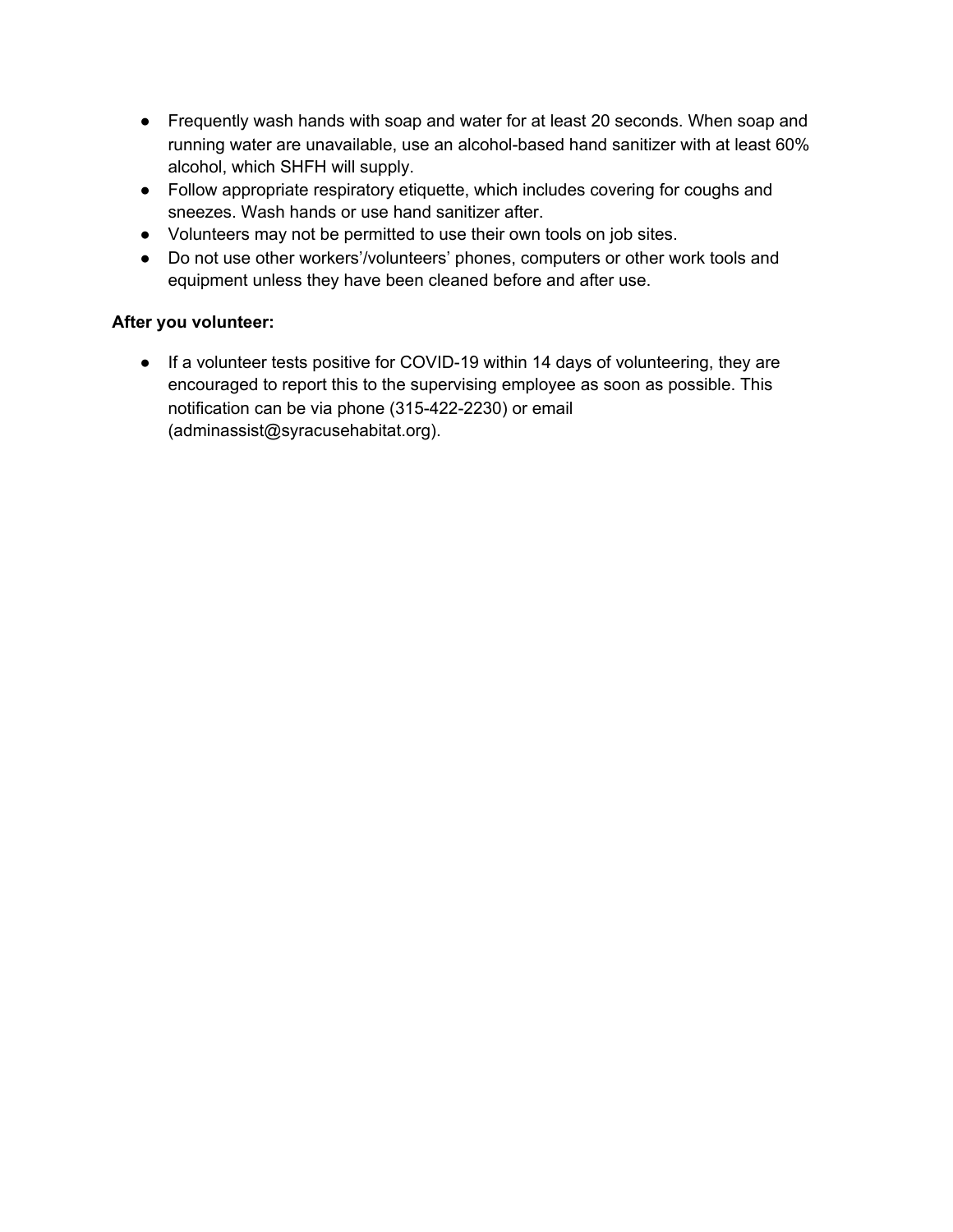- Frequently wash hands with soap and water for at least 20 seconds. When soap and running water are unavailable, use an alcohol-based hand sanitizer with at least 60% alcohol, which SHFH will supply.
- Follow appropriate respiratory etiquette, which includes covering for coughs and sneezes. Wash hands or use hand sanitizer after.
- Volunteers may not be permitted to use their own tools on job sites.
- Do not use other workers'/volunteers' phones, computers or other work tools and equipment unless they have been cleaned before and after use.

**After you volunteer:**

- If a volunteer tests positive for COVID-19 within 14 days of volunteering, they are encouraged to report this to the supervising employee as soon as possible. This notification can be via phone (315-422-2230) or email (adminassist@syracusehabitat.org).